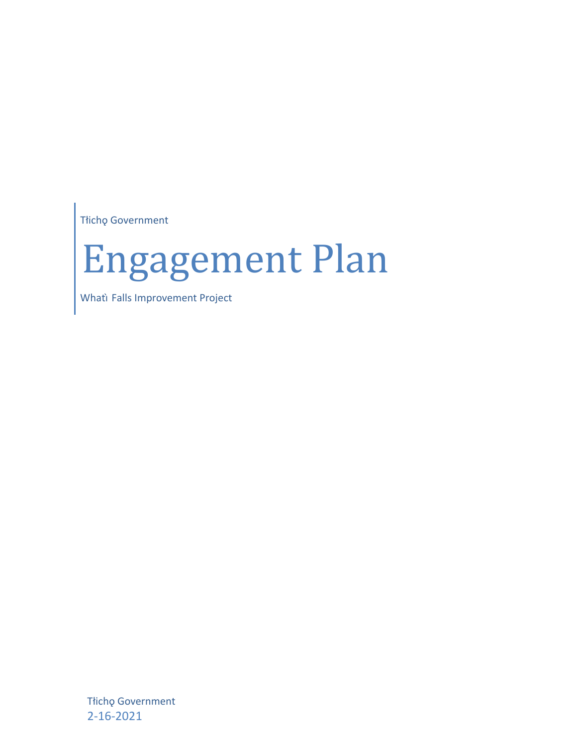Tłı̨chǫ Government

# Engagement Plan

Whatì Falls Improvement Project

Tłı̨chǫ Government

2-16-2021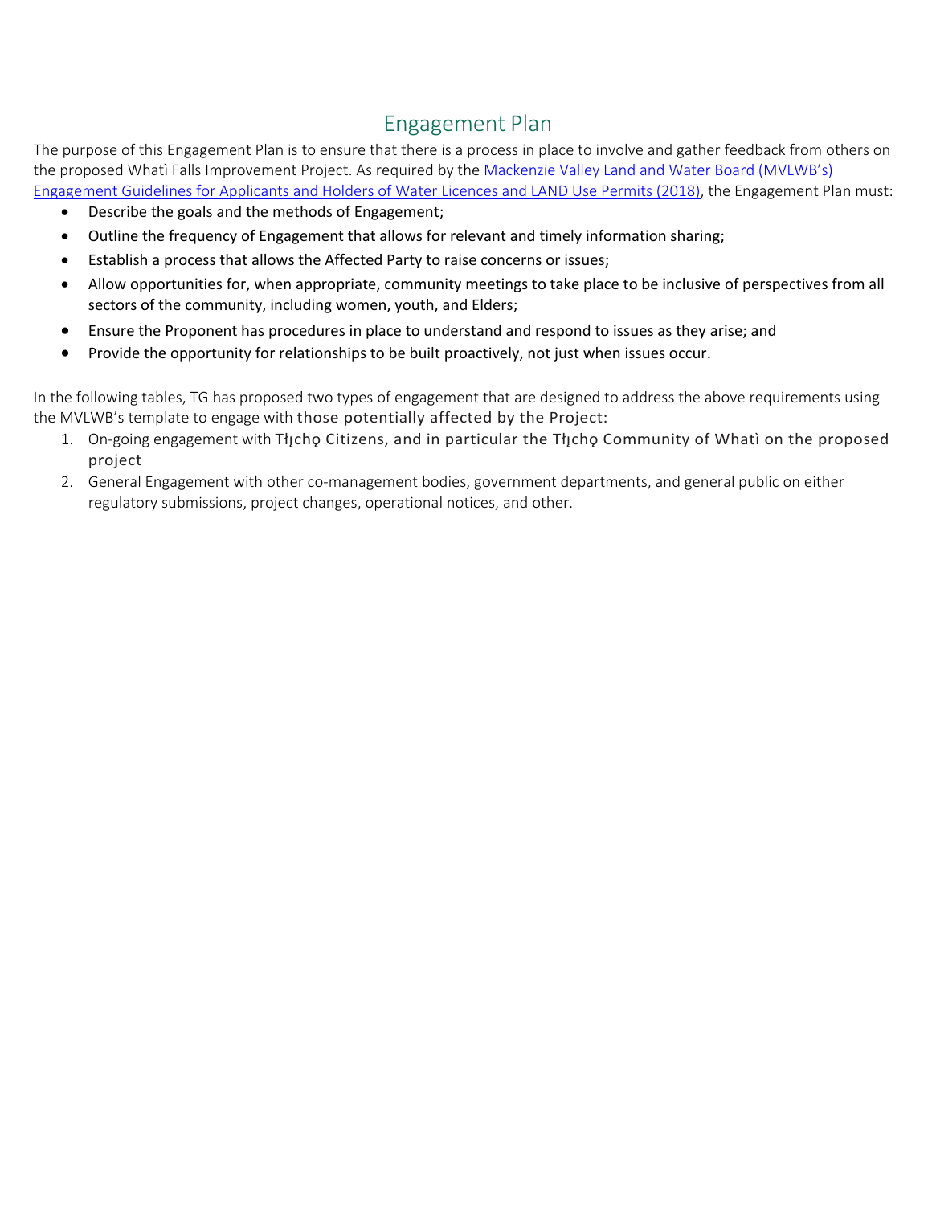# Engagement Plan

The purpose of this Engagement Plan is to ensure that there is a process in place to involve and gather feedback from others on the proposed Whatì Falls Improvement Project. As required by the [Mackenzie Valley Land and Water Board (MVLWB's) Engagement Guidelines for Applicants and Holders of Water Licences and LAND Use Permits (2018)](), the Engagement Plan must:

- Describe the goals and the methods of Engagement;
- Outline the frequency of Engagement that allows for relevant and timely information sharing;
- Establish a process that allows the Affected Party to raise concerns or issues;
- Allow opportunities for, when appropriate, community meetings to take place to be inclusive of perspectives from all sectors of the community, including women, youth, and Elders;
- Ensure the Proponent has procedures in place to understand and respond to issues as they arise; and
- Provide the opportunity for relationships to be built proactively, not just when issues occur.

In the following tables, TG has proposed two types of engagement that are designed to address the above requirements using the MVLWB's template to engage with those potentially affected by the Project:

1. On-going engagement with Tłı̨chǫ Citizens, and in particular the Tłı̨chǫ Community of Whatì on the proposed project
2. General Engagement with other co-management bodies, government departments, and general public on either regulatory submissions, project changes, operational notices, and other.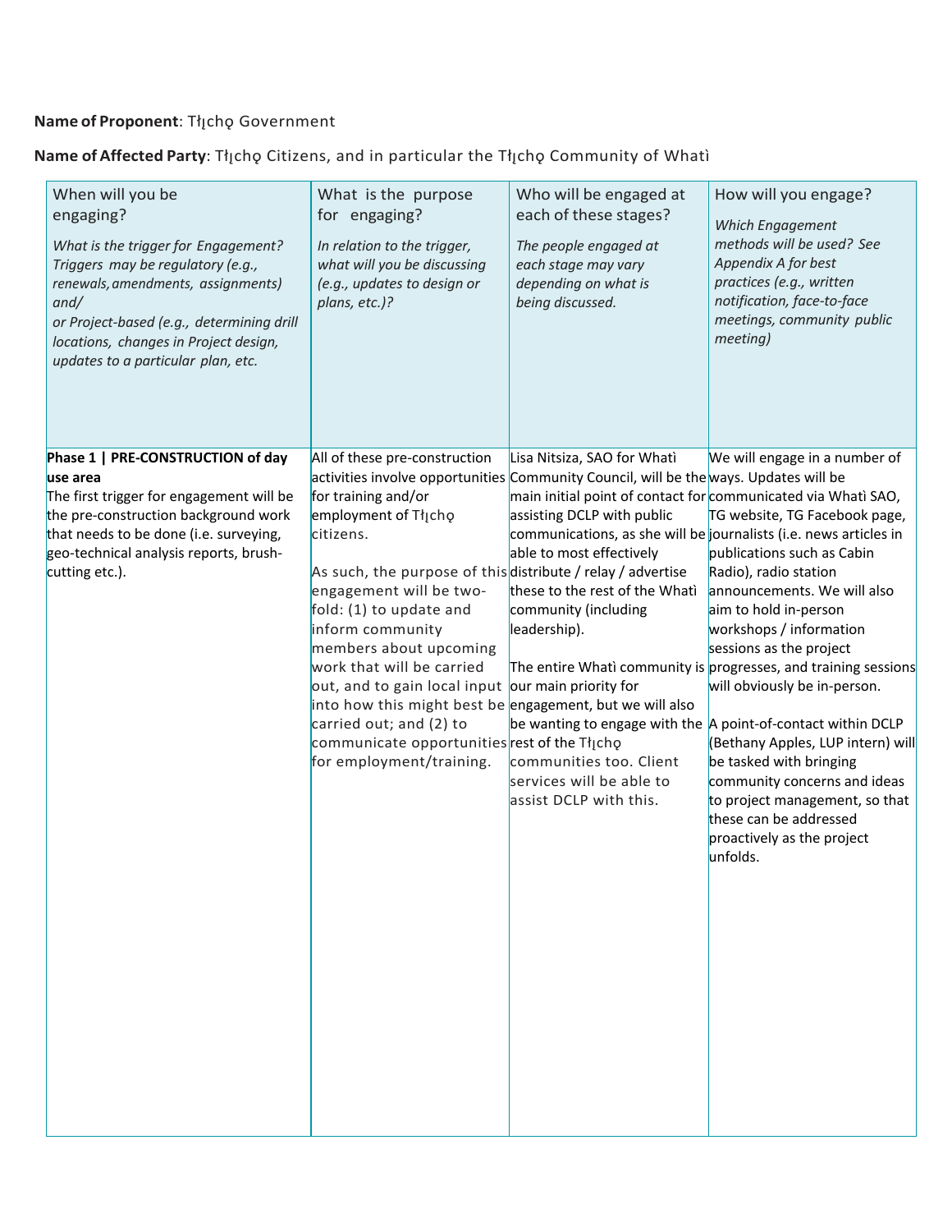**Name of Proponent**: Tłı̨chǫ Government

**Name of Affected Party**: Tłı̨chǫ Citizens, and in particular the Tłı̨chǫ Community of Whatì

| When will you be engaging?<br>*What is the trigger for Engagement? Triggers may be regulatory (e.g., renewals, amendments, assignments) and/ or Project-based (e.g., determining drill locations, changes in Project design, updates to a particular plan, etc.* | What is the purpose for engaging?<br>*In relation to the trigger, what will you be discussing (e.g., updates to design or plans, etc.)?* | Who will be engaged at each of these stages?<br>*The people engaged at each stage may vary depending on what is being discussed.* | How will you engage?<br>*Which Engagement methods will be used? See Appendix A for best practices (e.g., written notification, face-to-face meetings, community public meeting)* |
|---|---|---|---|
| **Phase 1 \| PRE-CONSTRUCTION of day use area**<br>The first trigger for engagement will be the pre-construction background work that needs to be done (i.e. surveying, geo-technical analysis reports, brush-cutting etc.). | All of these pre-construction activities involve opportunities for training and/or employment of Tłı̨chǫ citizens.<br><br>As such, the purpose of this engagement will be two-fold: (1) to update and inform community members about upcoming work that will be carried out, and to gain local input into how this might best be carried out; and (2) to communicate opportunities for employment/training. | Lisa Nitsiza, SAO for Whatì Community Council, will be the main initial point of contact for assisting DCLP with public communications, as she will be able to most effectively distribute / relay / advertise these to the rest of the Whatì community (including leadership).<br><br>The entire Whatì community is our main priority for engagement, but we will also be wanting to engage with the rest of the Tłı̨chǫ communities too. Client services will be able to assist DCLP with this. | We will engage in a number of ways. Updates will be communicated via Whatì SAO, TG website, TG Facebook page, journalists (i.e. news articles in publications such as Cabin Radio), radio station announcements. We will also aim to hold in-person workshops / information sessions as the project progresses, and training sessions will obviously be in-person.<br><br>A point-of-contact within DCLP (Bethany Apples, LUP intern) will be tasked with bringing community concerns and ideas to project management, so that these can be addressed proactively as the project unfolds. |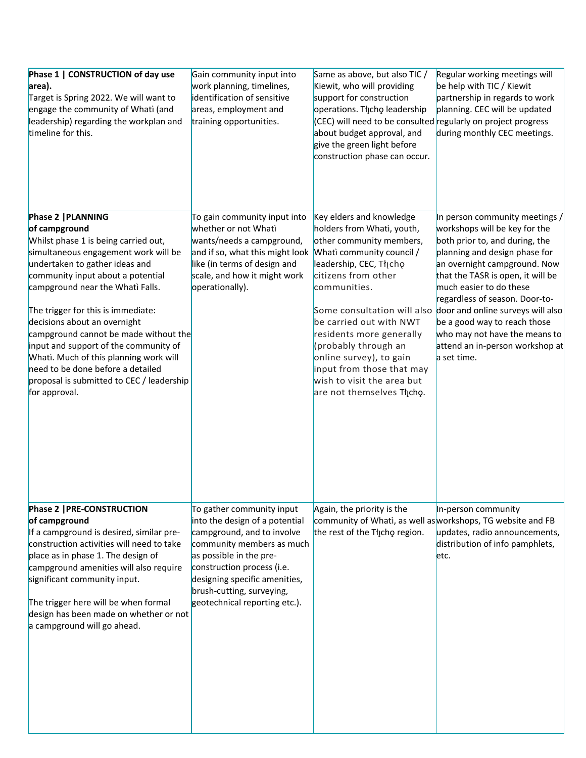| Phase 1 \| CONSTRUCTION of day use area). Target is Spring 2022. We will want to engage the community of Whatì (and leadership) regarding the workplan and timeline for this. | Gain community input into work planning, timelines, identification of sensitive areas, employment and training opportunities. | Same as above, but also TIC / Kiewit, who will providing support for construction operations. Tłįchǫ leadership (CEC) will need to be consulted about budget approval, and give the green light before construction phase can occur. | Regular working meetings will be help with TIC / Kiewit partnership in regards to work planning. CEC will be updated regularly on project progress during monthly CEC meetings. |
|---|---|---|---|
| **Phase 2 \|PLANNING of campground** Whilst phase 1 is being carried out, simultaneous engagement work will be undertaken to gather ideas and community input about a potential campground near the Whatì Falls. <br><br> The trigger for this is immediate: decisions about an overnight campground cannot be made without the input and support of the community of Whatì. Much of this planning work will need to be done before a detailed proposal is submitted to CEC / leadership for approval. | To gain community input into whether or not Whatì wants/needs a campground, and if so, what this might look like (in terms of design and scale, and how it might work operationally). | Key elders and knowledge holders from Whatì, youth, other community members, Whatì community council / leadership, CEC, Tłįchǫ citizens from other communities. <br><br> Some consultation will also be carried out with NWT residents more generally (probably through an online survey), to gain input from those that may wish to visit the area but are not themselves Tłįchǫ. | In person community meetings / workshops will be key for the both prior to, and during, the planning and design phase for an overnight campground. Now that the TASR is open, it will be much easier to do these regardless of season. Door-to-door and online surveys will also be a good way to reach those who may not have the means to attend an in-person workshop at a set time. |
| **Phase 2 \|PRE-CONSTRUCTION of campground** If a campground is desired, similar pre-construction activities will need to take place as in phase 1. The design of campground amenities will also require significant community input. <br><br> The trigger here will be when formal design has been made on whether or not a campground will go ahead. | To gather community input into the design of a potential campground, and to involve community members as much as possible in the pre-construction process (i.e. designing specific amenities, brush-cutting, surveying, geotechnical reporting etc.). | Again, the priority is the community of Whatì, as well as the rest of the Tłįchǫ region. | In-person community workshops, TG website and FB updates, radio announcements, distribution of info pamphlets, etc. |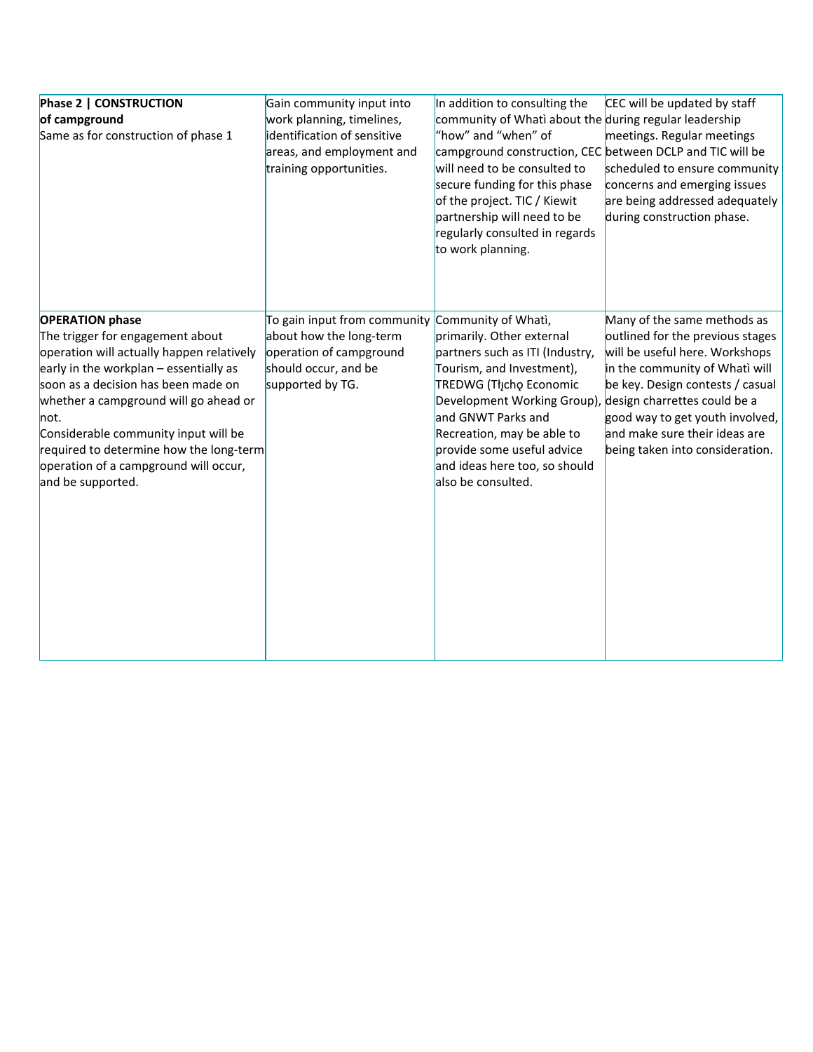| | | | |
|---|---|---|---|
| **Phase 2 \| CONSTRUCTION of campground**<br>Same as for construction of phase 1 | Gain community input into work planning, timelines, identification of sensitive areas, and employment and training opportunities. | In addition to consulting the community of Whatì about the "how" and "when" of campground construction, CEC will need to be consulted to secure funding for this phase of the project. TIC / Kiewit partnership will need to be regularly consulted in regards to work planning. | CEC will be updated by staff during regular leadership meetings. Regular meetings between DCLP and TIC will be scheduled to ensure community concerns and emerging issues are being addressed adequately during construction phase. |
| **OPERATION phase**<br>The trigger for engagement about operation will actually happen relatively early in the workplan – essentially as soon as a decision has been made on whether a campground will go ahead or not.<br>Considerable community input will be required to determine how the long-term operation of a campground will occur, and be supported. | To gain input from community about how the long-term operation of campground should occur, and be supported by TG. | Community of Whatì, primarily. Other external partners such as ITI (Industry, Tourism, and Investment), TREDWG (Tłı̨chǫ Economic Development Working Group), and GNWT Parks and Recreation, may be able to provide some useful advice and ideas here too, so should also be consulted. | Many of the same methods as outlined for the previous stages will be useful here. Workshops in the community of Whatì will be key. Design contests / casual design charrettes could be a good way to get youth involved, and make sure their ideas are being taken into consideration. |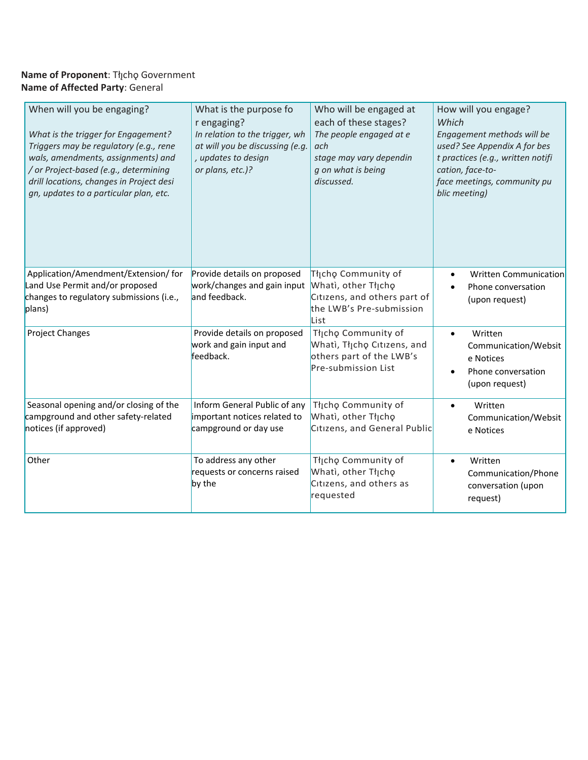**Name of Proponent**: Tłı̨chǫ Government
**Name of Affected Party**: General

| When will you be engaging?<br>*What is the trigger for Engagement? Triggers may be regulatory (e.g., renewals, amendments, assignments) and / or Project-based (e.g., determining drill locations, changes in Project design, updates to a particular plan, etc.* | What is the purpose for engaging?<br>*In relation to the trigger, what will you be discussing (e.g., updates to design or plans, etc.)?* | Who will be engaged at each of these stages?<br>*The people engaged at each stage may vary depending on what is being discussed.* | How will you engage? *Which Engagement methods will be used? See Appendix A for best practices (e.g., written notification, face-to-face meetings, community public meeting)* |
|---|---|---|---|
| Application/Amendment/Extension/ for Land Use Permit and/or proposed changes to regulatory submissions (i.e., plans) | Provide details on proposed work/changes and gain input and feedback. | Tłı̨chǫ Community of Whatì, other Tłı̨chǫ Cıtızens, and others part of the LWB's Pre-submission List | • Written Communication<br>• Phone conversation (upon request) |
| Project Changes | Provide details on proposed work and gain input and feedback. | Tłı̨chǫ Community of Whatì, Tłı̨chǫ Cıtızens, and others part of the LWB's Pre-submission List | • Written Communication/Website Notices<br>• Phone conversation (upon request) |
| Seasonal opening and/or closing of the campground and other safety-related notices (if approved) | Inform General Public of any important notices related to campground or day use | Tłı̨chǫ Community of Whatì, other Tłı̨chǫ Cıtızens, and General Public | • Written Communication/Website Notices |
| Other | To address any other requests or concerns raised by the | Tłı̨chǫ Community of Whatì, other Tłı̨chǫ Cıtızens, and others as requested | • Written Communication/Phone conversation (upon request) |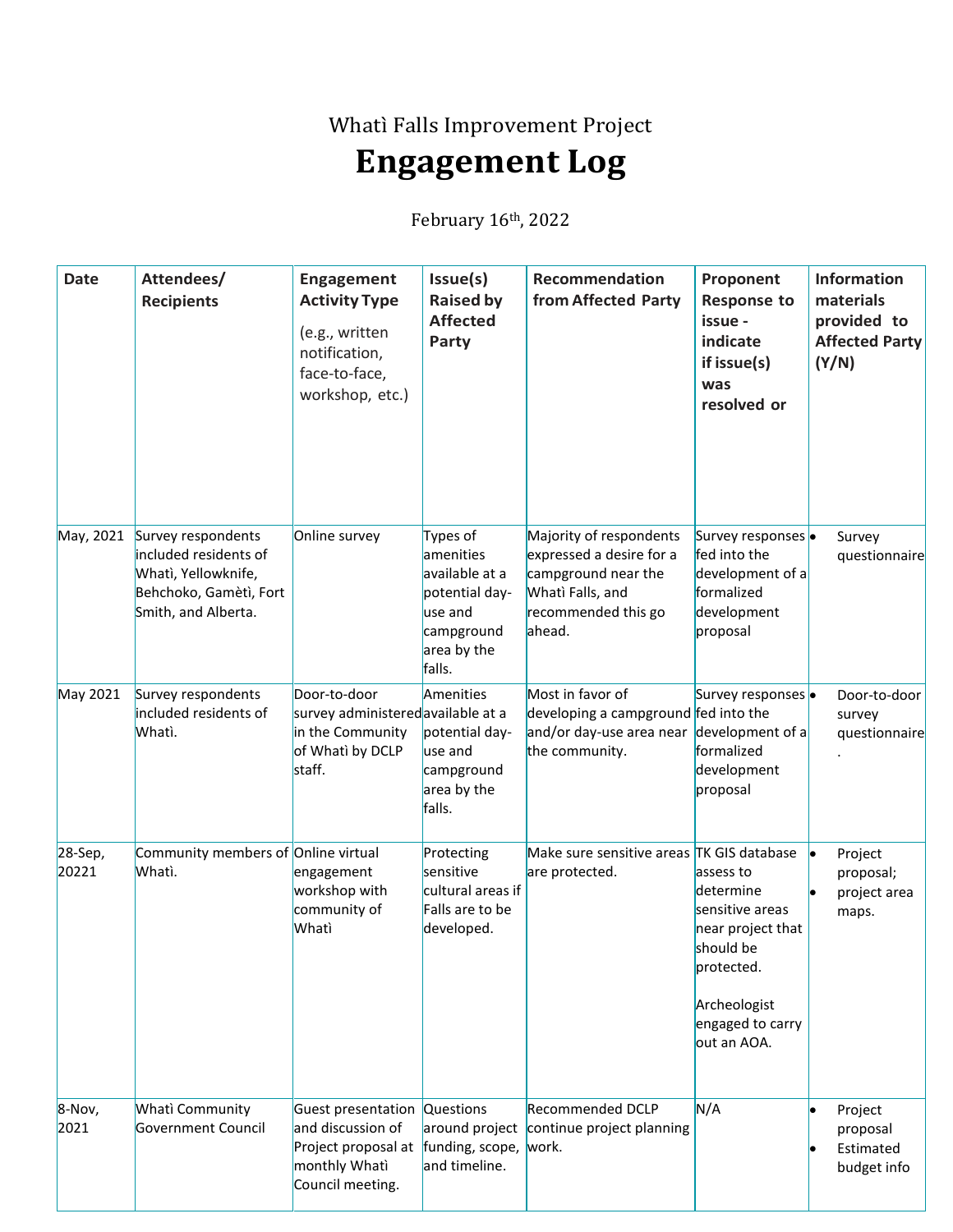Whatì Falls Improvement Project

# Engagement Log

February 16th, 2022

| Date | Attendees/ Recipients | Engagement Activity Type (e.g., written notification, face-to-face, workshop, etc.) | Issue(s) Raised by Affected Party | Recommendation from Affected Party | Proponent Response to issue - indicate if issue(s) was resolved or | Information materials provided to Affected Party (Y/N) |
|---|---|---|---|---|---|---|
| May, 2021 | Survey respondents included residents of Whatì, Yellowknife, Behchoko, Gamètì, Fort Smith, and Alberta. | Online survey | Types of amenities available at a potential day-use and campground area by the falls. | Majority of respondents expressed a desire for a campground near the Whatì Falls, and recommended this go ahead. | Survey responses fed into the development of a formalized development proposal | • Survey questionnaire |
| May 2021 | Survey respondents included residents of Whatì. | Door-to-door survey administered in the Community of Whatì by DCLP staff. | Amenities available at a potential day-use and campground area by the falls. | Most in favor of developing a campground and/or day-use area near the community. | Survey responses fed into the development of a formalized development proposal | • Door-to-door survey questionnaire. |
| 28-Sep, 20221 | Community members of Whatì. | Online virtual engagement workshop with community of Whatì | Protecting sensitive cultural areas if Falls are to be developed. | Make sure sensitive areas are protected. | TK GIS database assess to determine sensitive areas near project that should be protected.<br><br>Archeologist engaged to carry out an AOA. | • Project proposal;<br>• project area maps. |
| 8-Nov, 2021 | Whatì Community Government Council | Guest presentation and discussion of Project proposal at monthly Whatì Council meeting. | Questions around project funding, scope, and timeline. | Recommended DCLP continue project planning work. | N/A | • Project proposal<br>• Estimated budget info |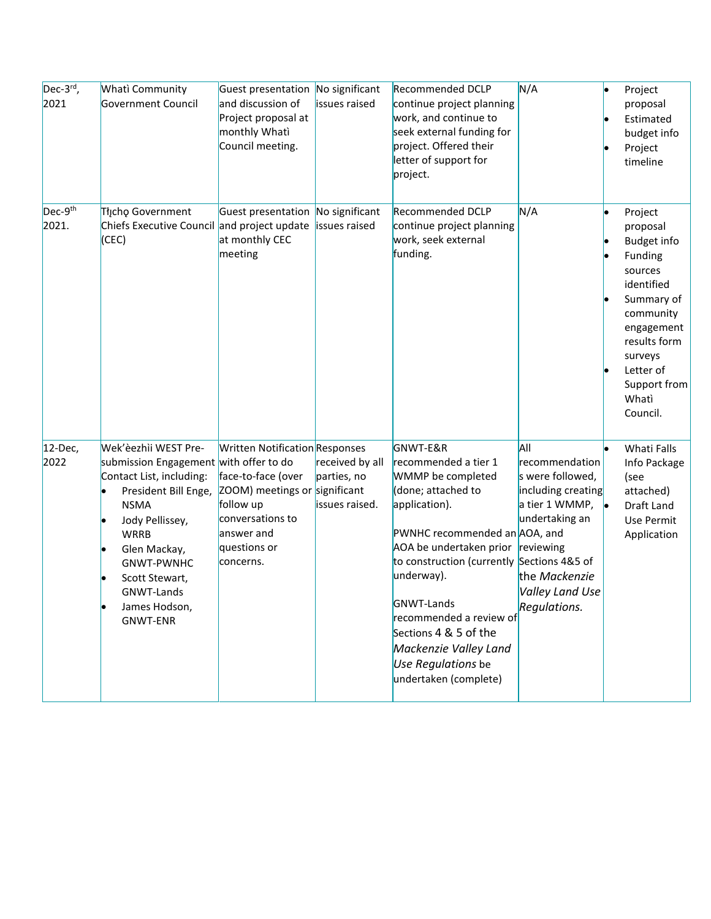| | | | | | | |
|---|---|---|---|---|---|---|
| Dec-3rd, 2021 | Whatì Community Government Council | Guest presentation and discussion of Project proposal at monthly Whatì Council meeting. | No significant issues raised | Recommended DCLP continue project planning work, and continue to seek external funding for project. Offered their letter of support for project. | N/A | • Project proposal<br>• Estimated budget info<br>• Project timeline |
| Dec-9th 2021. | Tłı̨chǫ Government Chiefs Executive Council (CEC) | Guest presentation and project update at monthly CEC meeting | No significant issues raised | Recommended DCLP continue project planning work, seek external funding. | N/A | • Project proposal<br>• Budget info<br>• Funding sources identified<br>• Summary of community engagement results form surveys<br>• Letter of Support from Whatì Council. |
| 12-Dec, 2022 | Wek'èezhìi WEST Pre-submission Engagement Contact List, including:<br>• President Bill Enge, NSMA<br>• Jody Pellissey, WRRB<br>• Glen Mackay, GNWT-PWNHC<br>• Scott Stewart, GNWT-Lands<br>• James Hodson, GNWT-ENR | Written Notification with offer to do face-to-face (over ZOOM) meetings or follow up conversations to answer and questions or concerns. | Responses received by all parties, no significant issues raised. | GNWT-E&R recommended a tier 1 WMMP be completed (done; attached to application).<br><br>PWNHC recommended an AOA, and AOA be undertaken prior to construction (currently underway).<br><br>GNWT-Lands recommended a review of Sections 4 & 5 of the *Mackenzie Valley Land Use Regulations* be undertaken (complete) | All recommendations were followed, including creating a tier 1 WMMP, undertaking an AOA, and reviewing Sections 4&5 of the *Mackenzie Valley Land Use Regulations.* | • Whati Falls Info Package (see attached)<br>• Draft Land Use Permit Application |